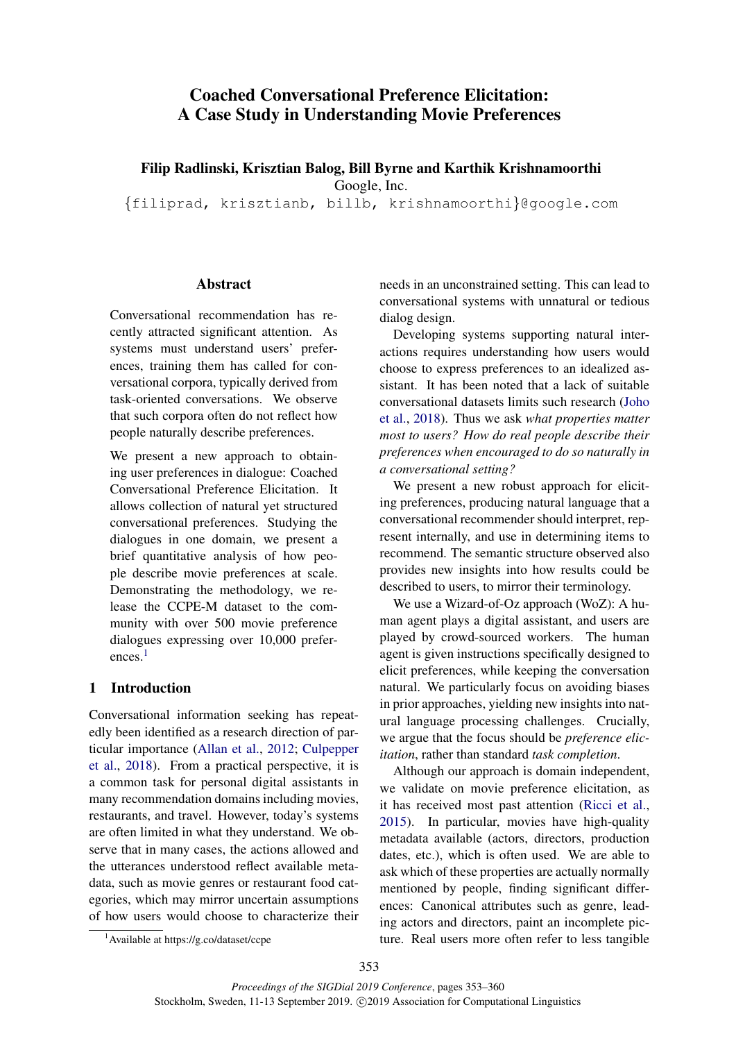# Coached Conversational Preference Elicitation: A Case Study in Understanding Movie Preferences

**Filip Radlinski, Krisztian Balog, Bill Byrne and Karthik Krishnamoorthi**
Google, Inc.
{filiprad, krisztianb, billb, krishnamoorthi}@google.com

## Abstract

Conversational recommendation has recently attracted significant attention. As systems must understand users' preferences, training them has called for conversational corpora, typically derived from task-oriented conversations. We observe that such corpora often do not reflect how people naturally describe preferences.

We present a new approach to obtaining user preferences in dialogue: Coached Conversational Preference Elicitation. It allows collection of natural yet structured conversational preferences. Studying the dialogues in one domain, we present a brief quantitative analysis of how people describe movie preferences at scale. Demonstrating the methodology, we release the CCPE-M dataset to the community with over 500 movie preference dialogues expressing over 10,000 preferences.[1]

## 1 Introduction

Conversational information seeking has repeatedly been identified as a research direction of particular importance (Allan et al., 2012; Culpepper et al., 2018). From a practical perspective, it is a common task for personal digital assistants in many recommendation domains including movies, restaurants, and travel. However, today's systems are often limited in what they understand. We observe that in many cases, the actions allowed and the utterances understood reflect available metadata, such as movie genres or restaurant food categories, which may mirror uncertain assumptions of how users would choose to characterize their needs in an unconstrained setting. This can lead to conversational systems with unnatural or tedious dialog design.

Developing systems supporting natural interactions requires understanding how users would choose to express preferences to an idealized assistant. It has been noted that a lack of suitable conversational datasets limits such research (Joho et al., 2018). Thus we ask *what properties matter most to users? How do real people describe their preferences when encouraged to do so naturally in a conversational setting?*

We present a new robust approach for eliciting preferences, producing natural language that a conversational recommender should interpret, represent internally, and use in determining items to recommend. The semantic structure observed also provides new insights into how results could be described to users, to mirror their terminology.

We use a Wizard-of-Oz approach (WoZ): A human agent plays a digital assistant, and users are played by crowd-sourced workers. The human agent is given instructions specifically designed to elicit preferences, while keeping the conversation natural. We particularly focus on avoiding biases in prior approaches, yielding new insights into natural language processing challenges. Crucially, we argue that the focus should be *preference elicitation*, rather than standard *task completion*.

Although our approach is domain independent, we validate on movie preference elicitation, as it has received most past attention (Ricci et al., 2015). In particular, movies have high-quality metadata available (actors, directors, production dates, etc.), which is often used. We are able to ask which of these properties are actually normally mentioned by people, finding significant differences: Canonical attributes such as genre, leading actors and directors, paint an incomplete picture. Real users more often refer to less tangible

[1] Available at https://g.co/dataset/ccpe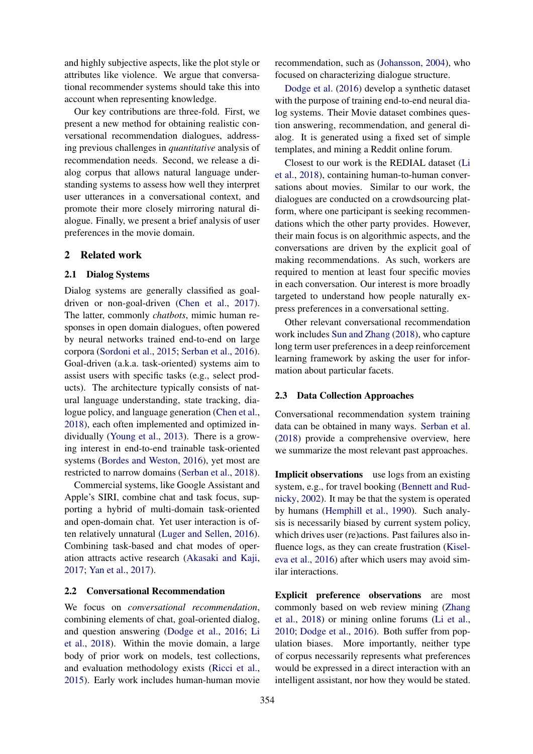and highly subjective aspects, like the plot style or attributes like violence. We argue that conversational recommender systems should take this into account when representing knowledge.

Our key contributions are three-fold. First, we present a new method for obtaining realistic conversational recommendation dialogues, addressing previous challenges in *quantitative* analysis of recommendation needs. Second, we release a dialog corpus that allows natural language understanding systems to assess how well they interpret user utterances in a conversational context, and promote their more closely mirroring natural dialogue. Finally, we present a brief analysis of user preferences in the movie domain.

## 2 Related work

### 2.1 Dialog Systems

Dialog systems are generally classified as goal-driven or non-goal-driven (Chen et al., 2017). The latter, commonly *chatbots*, mimic human responses in open domain dialogues, often powered by neural networks trained end-to-end on large corpora (Sordoni et al., 2015; Serban et al., 2016). Goal-driven (a.k.a. task-oriented) systems aim to assist users with specific tasks (e.g., select products). The architecture typically consists of natural language understanding, state tracking, dialogue policy, and language generation (Chen et al., 2018), each often implemented and optimized individually (Young et al., 2013). There is a growing interest in end-to-end trainable task-oriented systems (Bordes and Weston, 2016), yet most are restricted to narrow domains (Serban et al., 2018).

Commercial systems, like Google Assistant and Apple's SIRI, combine chat and task focus, supporting a hybrid of multi-domain task-oriented and open-domain chat. Yet user interaction is often relatively unnatural (Luger and Sellen, 2016). Combining task-based and chat modes of operation attracts active research (Akasaki and Kaji, 2017; Yan et al., 2017).

### 2.2 Conversational Recommendation

We focus on *conversational recommendation*, combining elements of chat, goal-oriented dialog, and question answering (Dodge et al., 2016; Li et al., 2018). Within the movie domain, a large body of prior work on models, test collections, and evaluation methodology exists (Ricci et al., 2015). Early work includes human-human movie recommendation, such as (Johansson, 2004), who focused on characterizing dialogue structure.

Dodge et al. (2016) develop a synthetic dataset with the purpose of training end-to-end neural dialog systems. Their Movie dataset combines question answering, recommendation, and general dialog. It is generated using a fixed set of simple templates, and mining a Reddit online forum.

Closest to our work is the REDIAL dataset (Li et al., 2018), containing human-to-human conversations about movies. Similar to our work, the dialogues are conducted on a crowdsourcing platform, where one participant is seeking recommendations which the other party provides. However, their main focus is on algorithmic aspects, and the conversations are driven by the explicit goal of making recommendations. As such, workers are required to mention at least four specific movies in each conversation. Our interest is more broadly targeted to understand how people naturally express preferences in a conversational setting.

Other relevant conversational recommendation work includes Sun and Zhang (2018), who capture long term user preferences in a deep reinforcement learning framework by asking the user for information about particular facets.

### 2.3 Data Collection Approaches

Conversational recommendation system training data can be obtained in many ways. Serban et al. (2018) provide a comprehensive overview, here we summarize the most relevant past approaches.

**Implicit observations** use logs from an existing system, e.g., for travel booking (Bennett and Rudnicky, 2002). It may be that the system is operated by humans (Hemphill et al., 1990). Such analysis is necessarily biased by current system policy, which drives user (re)actions. Past failures also influence logs, as they can create frustration (Kiseleva et al., 2016) after which users may avoid similar interactions.

**Explicit preference observations** are most commonly based on web review mining (Zhang et al., 2018) or mining online forums (Li et al., 2010; Dodge et al., 2016). Both suffer from population biases. More importantly, neither type of corpus necessarily represents what preferences would be expressed in a direct interaction with an intelligent assistant, nor how they would be stated.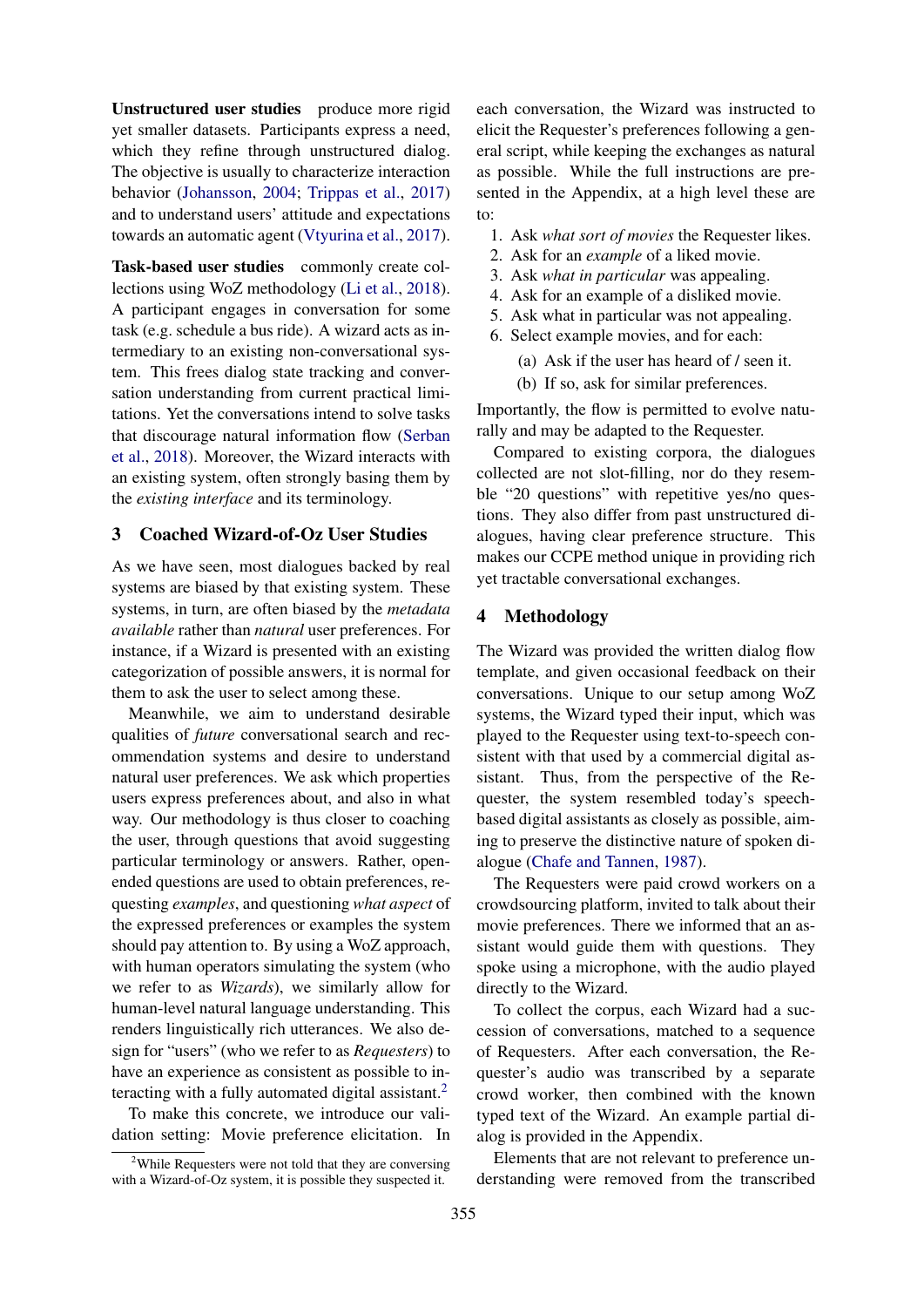**Unstructured user studies** produce more rigid yet smaller datasets. Participants express a need, which they refine through unstructured dialog. The objective is usually to characterize interaction behavior (Johansson, 2004; Trippas et al., 2017) and to understand users' attitude and expectations towards an automatic agent (Vtyurina et al., 2017).

**Task-based user studies** commonly create collections using WoZ methodology (Li et al., 2018). A participant engages in conversation for some task (e.g. schedule a bus ride). A wizard acts as intermediary to an existing non-conversational system. This frees dialog state tracking and conversation understanding from current practical limitations. Yet the conversations intend to solve tasks that discourage natural information flow (Serban et al., 2018). Moreover, the Wizard interacts with an existing system, often strongly basing them by the *existing interface* and its terminology.

## 3 Coached Wizard-of-Oz User Studies

As we have seen, most dialogues backed by real systems are biased by that existing system. These systems, in turn, are often biased by the *metadata available* rather than *natural* user preferences. For instance, if a Wizard is presented with an existing categorization of possible answers, it is normal for them to ask the user to select among these.

Meanwhile, we aim to understand desirable qualities of *future* conversational search and recommendation systems and desire to understand natural user preferences. We ask which properties users express preferences about, and also in what way. Our methodology is thus closer to coaching the user, through questions that avoid suggesting particular terminology or answers. Rather, open-ended questions are used to obtain preferences, requesting *examples*, and questioning *what aspect* of the expressed preferences or examples the system should pay attention to. By using a WoZ approach, with human operators simulating the system (who we refer to as *Wizards*), we similarly allow for human-level natural language understanding. This renders linguistically rich utterances. We also design for "users" (who we refer to as *Requesters*) to have an experience as consistent as possible to interacting with a fully automated digital assistant.[2]

To make this concrete, we introduce our validation setting: Movie preference elicitation. In each conversation, the Wizard was instructed to elicit the Requester's preferences following a general script, while keeping the exchanges as natural as possible. While the full instructions are presented in the Appendix, at a high level these are to:

1. Ask *what sort of movies* the Requester likes.
2. Ask for an *example* of a liked movie.
3. Ask *what in particular* was appealing.
4. Ask for an example of a disliked movie.
5. Ask what in particular was not appealing.
6. Select example movies, and for each:
   (a) Ask if the user has heard of / seen it.
   (b) If so, ask for similar preferences.

Importantly, the flow is permitted to evolve naturally and may be adapted to the Requester.

Compared to existing corpora, the dialogues collected are not slot-filling, nor do they resemble "20 questions" with repetitive yes/no questions. They also differ from past unstructured dialogues, having clear preference structure. This makes our CCPE method unique in providing rich yet tractable conversational exchanges.

## 4 Methodology

The Wizard was provided the written dialog flow template, and given occasional feedback on their conversations. Unique to our setup among WoZ systems, the Wizard typed their input, which was played to the Requester using text-to-speech consistent with that used by a commercial digital assistant. Thus, from the perspective of the Requester, the system resembled today's speech-based digital assistants as closely as possible, aiming to preserve the distinctive nature of spoken dialogue (Chafe and Tannen, 1987).

The Requesters were paid crowd workers on a crowdsourcing platform, invited to talk about their movie preferences. There we informed that an assistant would guide them with questions. They spoke using a microphone, with the audio played directly to the Wizard.

To collect the corpus, each Wizard had a succession of conversations, matched to a sequence of Requesters. After each conversation, the Requester's audio was transcribed by a separate crowd worker, then combined with the known typed text of the Wizard. An example partial dialog is provided in the Appendix.

Elements that are not relevant to preference understanding were removed from the transcribed

[2] While Requesters were not told that they are conversing with a Wizard-of-Oz system, it is possible they suspected it.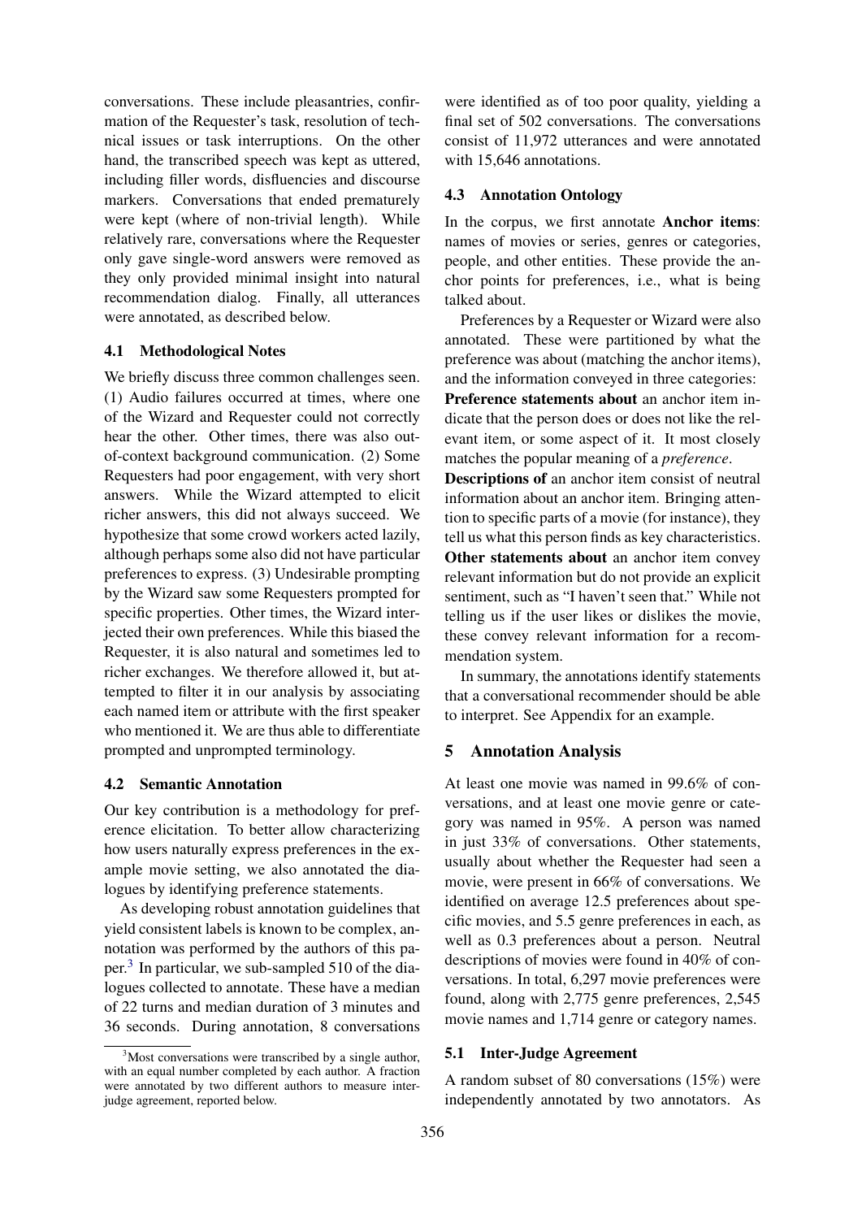conversations. These include pleasantries, confirmation of the Requester's task, resolution of technical issues or task interruptions. On the other hand, the transcribed speech was kept as uttered, including filler words, disfluencies and discourse markers. Conversations that ended prematurely were kept (where of non-trivial length). While relatively rare, conversations where the Requester only gave single-word answers were removed as they only provided minimal insight into natural recommendation dialog. Finally, all utterances were annotated, as described below.

### 4.1 Methodological Notes

We briefly discuss three common challenges seen. (1) Audio failures occurred at times, where one of the Wizard and Requester could not correctly hear the other. Other times, there was also out-of-context background communication. (2) Some Requesters had poor engagement, with very short answers. While the Wizard attempted to elicit richer answers, this did not always succeed. We hypothesize that some crowd workers acted lazily, although perhaps some also did not have particular preferences to express. (3) Undesirable prompting by the Wizard saw some Requesters prompted for specific properties. Other times, the Wizard interjected their own preferences. While this biased the Requester, it is also natural and sometimes led to richer exchanges. We therefore allowed it, but attempted to filter it in our analysis by associating each named item or attribute with the first speaker who mentioned it. We are thus able to differentiate prompted and unprompted terminology.

### 4.2 Semantic Annotation

Our key contribution is a methodology for preference elicitation. To better allow characterizing how users naturally express preferences in the example movie setting, we also annotated the dialogues by identifying preference statements.

As developing robust annotation guidelines that yield consistent labels is known to be complex, annotation was performed by the authors of this paper.[3] In particular, we sub-sampled 510 of the dialogues collected to annotate. These have a median of 22 turns and median duration of 3 minutes and 36 seconds. During annotation, 8 conversations were identified as of too poor quality, yielding a final set of 502 conversations. The conversations consist of 11,972 utterances and were annotated with 15,646 annotations.

### 4.3 Annotation Ontology

In the corpus, we first annotate **Anchor items**: names of movies or series, genres or categories, people, and other entities. These provide the anchor points for preferences, i.e., what is being talked about.

Preferences by a Requester or Wizard were also annotated. These were partitioned by what the preference was about (matching the anchor items), and the information conveyed in three categories:

**Preference statements about** an anchor item indicate that the person does or does not like the relevant item, or some aspect of it. It most closely matches the popular meaning of a *preference*.

**Descriptions of** an anchor item consist of neutral information about an anchor item. Bringing attention to specific parts of a movie (for instance), they tell us what this person finds as key characteristics.

**Other statements about** an anchor item convey relevant information but do not provide an explicit sentiment, such as "I haven't seen that." While not telling us if the user likes or dislikes the movie, these convey relevant information for a recommendation system.

In summary, the annotations identify statements that a conversational recommender should be able to interpret. See Appendix for an example.

## 5 Annotation Analysis

At least one movie was named in 99.6% of conversations, and at least one movie genre or category was named in 95%. A person was named in just 33% of conversations. Other statements, usually about whether the Requester had seen a movie, were present in 66% of conversations. We identified on average 12.5 preferences about specific movies, and 5.5 genre preferences in each, as well as 0.3 preferences about a person. Neutral descriptions of movies were found in 40% of conversations. In total, 6,297 movie preferences were found, along with 2,775 genre preferences, 2,545 movie names and 1,714 genre or category names.

### 5.1 Inter-Judge Agreement

A random subset of 80 conversations (15%) were independently annotated by two annotators. As

[3] Most conversations were transcribed by a single author, with an equal number completed by each author. A fraction were annotated by two different authors to measure inter-judge agreement, reported below.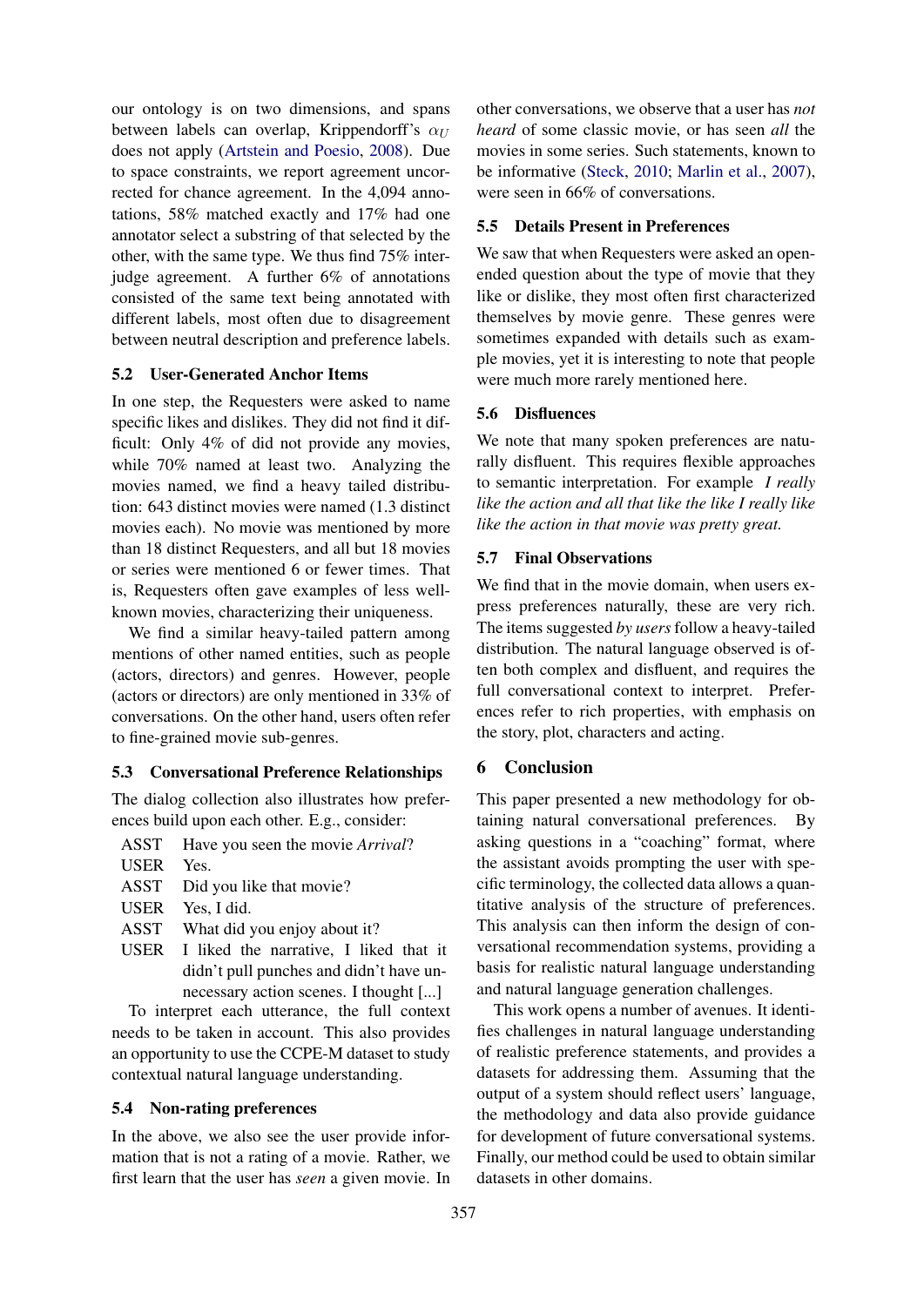our ontology is on two dimensions, and spans between labels can overlap, Krippendorff's $\alpha_U$ does not apply (Artstein and Poesio, 2008). Due to space constraints, we report agreement uncorrected for chance agreement. In the 4,094 annotations, 58% matched exactly and 17% had one annotator select a substring of that selected by the other, with the same type. We thus find 75% inter-judge agreement. A further 6% of annotations consisted of the same text being annotated with different labels, most often due to disagreement between neutral description and preference labels.

### 5.2 User-Generated Anchor Items

In one step, the Requesters were asked to name specific likes and dislikes. They did not find it difficult: Only 4% of did not provide any movies, while 70% named at least two. Analyzing the movies named, we find a heavy tailed distribution: 643 distinct movies were named (1.3 distinct movies each). No movie was mentioned by more than 18 distinct Requesters, and all but 18 movies or series were mentioned 6 or fewer times. That is, Requesters often gave examples of less well-known movies, characterizing their uniqueness.

We find a similar heavy-tailed pattern among mentions of other named entities, such as people (actors, directors) and genres. However, people (actors or directors) are only mentioned in 33% of conversations. On the other hand, users often refer to fine-grained movie sub-genres.

### 5.3 Conversational Preference Relationships

The dialog collection also illustrates how preferences build upon each other. E.g., consider:

ASST Have you seen the movie *Arrival*?
USER Yes.
ASST Did you like that movie?
USER Yes, I did.
ASST What did you enjoy about it?
USER I liked the narrative, I liked that it didn't pull punches and didn't have unnecessary action scenes. I thought [...]

To interpret each utterance, the full context needs to be taken in account. This also provides an opportunity to use the CCPE-M dataset to study contextual natural language understanding.

### 5.4 Non-rating preferences

In the above, we also see the user provide information that is not a rating of a movie. Rather, we first learn that the user has *seen* a given movie. In other conversations, we observe that a user has *not heard* of some classic movie, or has seen *all* the movies in some series. Such statements, known to be informative (Steck, 2010; Marlin et al., 2007), were seen in 66% of conversations.

### 5.5 Details Present in Preferences

We saw that when Requesters were asked an open-ended question about the type of movie that they like or dislike, they most often first characterized themselves by movie genre. These genres were sometimes expanded with details such as example movies, yet it is interesting to note that people were much more rarely mentioned here.

### 5.6 Disfluences

We note that many spoken preferences are naturally disfluent. This requires flexible approaches to semantic interpretation. For example *I really like the action and all that like the like I really like like the action in that movie was pretty great.*

### 5.7 Final Observations

We find that in the movie domain, when users express preferences naturally, these are very rich. The items suggested *by users* follow a heavy-tailed distribution. The natural language observed is often both complex and disfluent, and requires the full conversational context to interpret. Preferences refer to rich properties, with emphasis on the story, plot, characters and acting.

## 6 Conclusion

This paper presented a new methodology for obtaining natural conversational preferences. By asking questions in a "coaching" format, where the assistant avoids prompting the user with specific terminology, the collected data allows a quantitative analysis of the structure of preferences. This analysis can then inform the design of conversational recommendation systems, providing a basis for realistic natural language understanding and natural language generation challenges.

This work opens a number of avenues. It identifies challenges in natural language understanding of realistic preference statements, and provides a datasets for addressing them. Assuming that the output of a system should reflect users' language, the methodology and data also provide guidance for development of future conversational systems. Finally, our method could be used to obtain similar datasets in other domains.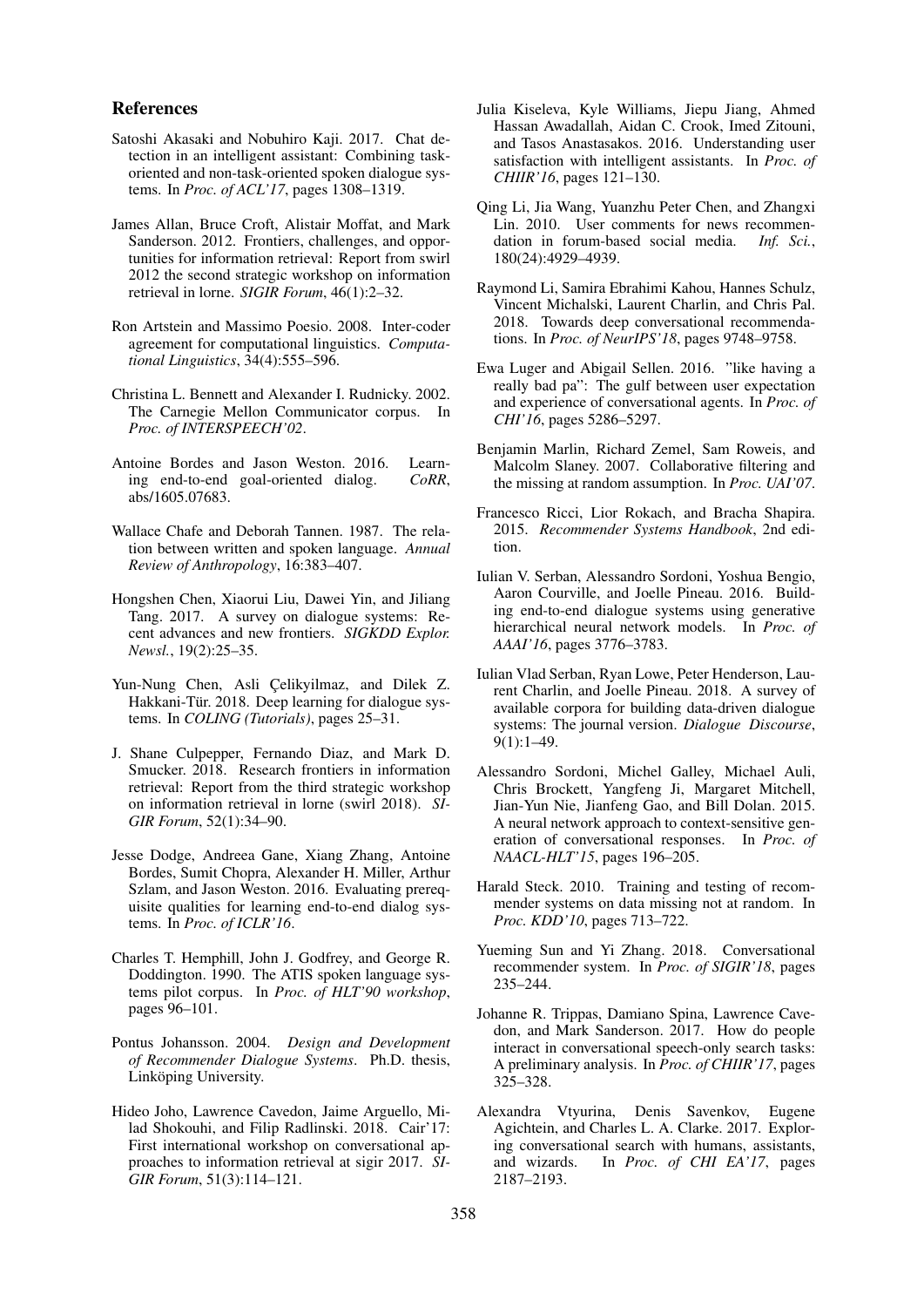## References

Satoshi Akasaki and Nobuhiro Kaji. 2017. Chat detection in an intelligent assistant: Combining task-oriented and non-task-oriented spoken dialogue systems. In *Proc. of ACL'17*, pages 1308–1319.

James Allan, Bruce Croft, Alistair Moffat, and Mark Sanderson. 2012. Frontiers, challenges, and opportunities for information retrieval: Report from swirl 2012 the second strategic workshop on information retrieval in lorne. *SIGIR Forum*, 46(1):2–32.

Ron Artstein and Massimo Poesio. 2008. Inter-coder agreement for computational linguistics. *Computational Linguistics*, 34(4):555–596.

Christina L. Bennett and Alexander I. Rudnicky. 2002. The Carnegie Mellon Communicator corpus. In *Proc. of INTERSPEECH'02*.

Antoine Bordes and Jason Weston. 2016. Learning end-to-end goal-oriented dialog. *CoRR*, abs/1605.07683.

Wallace Chafe and Deborah Tannen. 1987. The relation between written and spoken language. *Annual Review of Anthropology*, 16:383–407.

Hongshen Chen, Xiaorui Liu, Dawei Yin, and Jiliang Tang. 2017. A survey on dialogue systems: Recent advances and new frontiers. *SIGKDD Explor. Newsl.*, 19(2):25–35.

Yun-Nung Chen, Asli Çelikyilmaz, and Dilek Z. Hakkani-Tür. 2018. Deep learning for dialogue systems. In *COLING (Tutorials)*, pages 25–31.

J. Shane Culpepper, Fernando Diaz, and Mark D. Smucker. 2018. Research frontiers in information retrieval: Report from the third strategic workshop on information retrieval in lorne (swirl 2018). *SIGIR Forum*, 52(1):34–90.

Jesse Dodge, Andreea Gane, Xiang Zhang, Antoine Bordes, Sumit Chopra, Alexander H. Miller, Arthur Szlam, and Jason Weston. 2016. Evaluating prerequisite qualities for learning end-to-end dialog systems. In *Proc. of ICLR'16*.

Charles T. Hemphill, John J. Godfrey, and George R. Doddington. 1990. The ATIS spoken language systems pilot corpus. In *Proc. of HLT'90 workshop*, pages 96–101.

Pontus Johansson. 2004. *Design and Development of Recommender Dialogue Systems*. Ph.D. thesis, Linköping University.

Hideo Joho, Lawrence Cavedon, Jaime Arguello, Milad Shokouhi, and Filip Radlinski. 2018. Cair'17: First international workshop on conversational approaches to information retrieval at sigir 2017. *SIGIR Forum*, 51(3):114–121.

Julia Kiseleva, Kyle Williams, Jiepu Jiang, Ahmed Hassan Awadallah, Aidan C. Crook, Imed Zitouni, and Tasos Anastasakos. 2016. Understanding user satisfaction with intelligent assistants. In *Proc. of CHIIR'16*, pages 121–130.

Qing Li, Jia Wang, Yuanzhu Peter Chen, and Zhangxi Lin. 2010. User comments for news recommendation in forum-based social media. *Inf. Sci.*, 180(24):4929–4939.

Raymond Li, Samira Ebrahimi Kahou, Hannes Schulz, Vincent Michalski, Laurent Charlin, and Chris Pal. 2018. Towards deep conversational recommendations. In *Proc. of NeurIPS'18*, pages 9748–9758.

Ewa Luger and Abigail Sellen. 2016. "like having a really bad pa": The gulf between user expectation and experience of conversational agents. In *Proc. of CHI'16*, pages 5286–5297.

Benjamin Marlin, Richard Zemel, Sam Roweis, and Malcolm Slaney. 2007. Collaborative filtering and the missing at random assumption. In *Proc. UAI'07*.

Francesco Ricci, Lior Rokach, and Bracha Shapira. 2015. *Recommender Systems Handbook*, 2nd edition.

Iulian V. Serban, Alessandro Sordoni, Yoshua Bengio, Aaron Courville, and Joelle Pineau. 2016. Building end-to-end dialogue systems using generative hierarchical neural network models. In *Proc. of AAAI'16*, pages 3776–3783.

Iulian Vlad Serban, Ryan Lowe, Peter Henderson, Laurent Charlin, and Joelle Pineau. 2018. A survey of available corpora for building data-driven dialogue systems: The journal version. *Dialogue Discourse*, 9(1):1–49.

Alessandro Sordoni, Michel Galley, Michael Auli, Chris Brockett, Yangfeng Ji, Margaret Mitchell, Jian-Yun Nie, Jianfeng Gao, and Bill Dolan. 2015. A neural network approach to context-sensitive generation of conversational responses. In *Proc. of NAACL-HLT'15*, pages 196–205.

Harald Steck. 2010. Training and testing of recommender systems on data missing not at random. In *Proc. KDD'10*, pages 713–722.

Yueming Sun and Yi Zhang. 2018. Conversational recommender system. In *Proc. of SIGIR'18*, pages 235–244.

Johanne R. Trippas, Damiano Spina, Lawrence Cavedon, and Mark Sanderson. 2017. How do people interact in conversational speech-only search tasks: A preliminary analysis. In *Proc. of CHIIR'17*, pages 325–328.

Alexandra Vtyurina, Denis Savenkov, Eugene Agichtein, and Charles L. A. Clarke. 2017. Exploring conversational search with humans, assistants, and wizards. In *Proc. of CHI EA'17*, pages 2187–2193.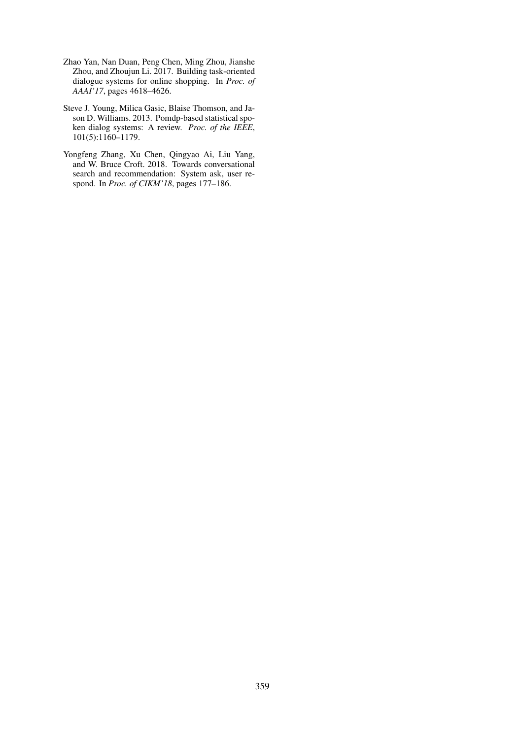Zhao Yan, Nan Duan, Peng Chen, Ming Zhou, Jianshe Zhou, and Zhoujun Li. 2017. Building task-oriented dialogue systems for online shopping. In *Proc. of AAAI'17*, pages 4618–4626.

Steve J. Young, Milica Gasic, Blaise Thomson, and Jason D. Williams. 2013. Pomdp-based statistical spoken dialog systems: A review. *Proc. of the IEEE*, 101(5):1160–1179.

Yongfeng Zhang, Xu Chen, Qingyao Ai, Liu Yang, and W. Bruce Croft. 2018. Towards conversational search and recommendation: System ask, user respond. In *Proc. of CIKM'18*, pages 177–186.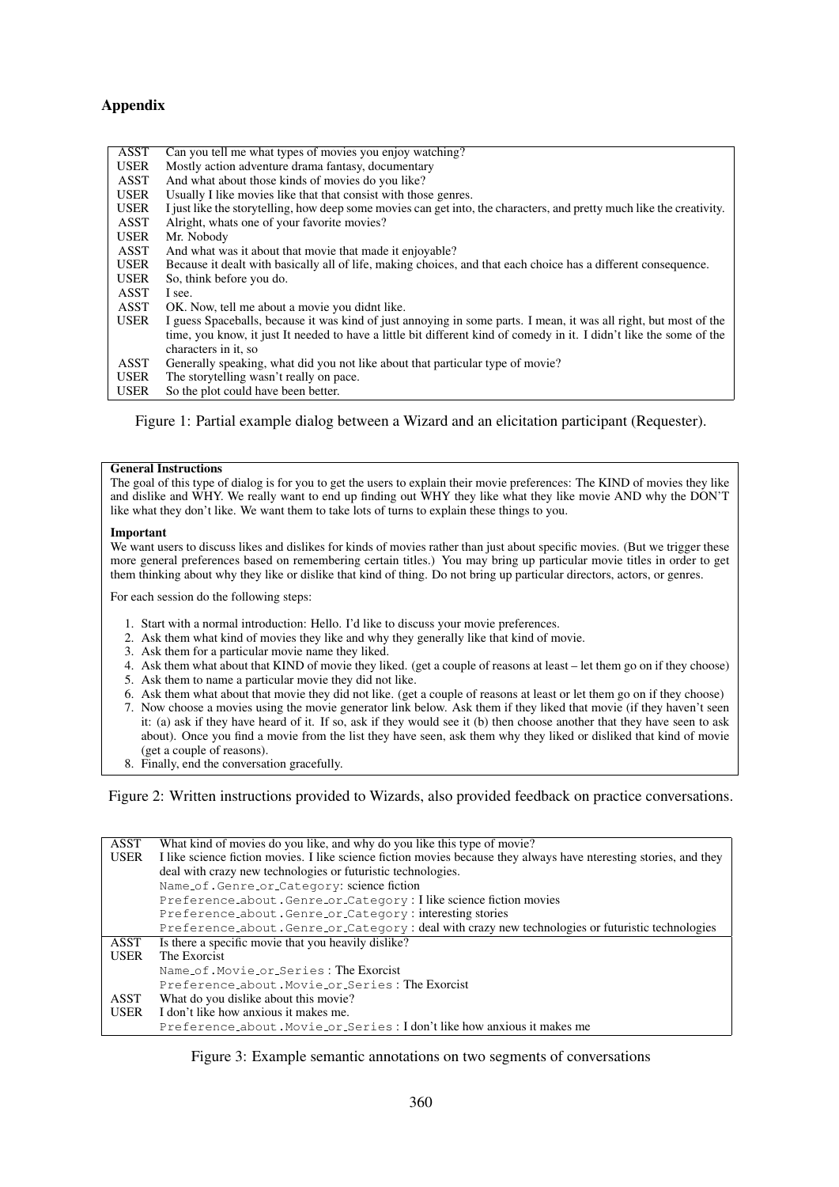## Appendix

| | |
|---|---|
| ASST | Can you tell me what types of movies you enjoy watching? |
| USER | Mostly action adventure drama fantasy, documentary |
| ASST | And what about those kinds of movies do you like? |
| USER | Usually I like movies like that that consist with those genres. |
| USER | I just like the storytelling, how deep some movies can get into, the characters, and pretty much like the creativity. |
| ASST | Alright, whats one of your favorite movies? |
| USER | Mr. Nobody |
| ASST | And what was it about that movie that made it enjoyable? |
| USER | Because it dealt with basically all of life, making choices, and that each choice has a different consequence. |
| USER | So, think before you do. |
| ASST | I see. |
| ASST | OK. Now, tell me about a movie you didnt like. |
| USER | I guess Spaceballs, because it was kind of just annoying in some parts. I mean, it was all right, but most of the time, you know, it just It needed to have a little bit different kind of comedy in it. I didn't like the some of the characters in it, so |
| ASST | Generally speaking, what did you not like about that particular type of movie? |
| USER | The storytelling wasn't really on pace. |
| USER | So the plot could have been better. |

Figure 1: Partial example dialog between a Wizard and an elicitation participant (Requester).

**General Instructions**

The goal of this type of dialog is for you to get the users to explain their movie preferences: The KIND of movies they like and dislike and WHY. We really want to end up finding out WHY they like what they like movie AND why the DON'T like what they don't like. We want them to take lots of turns to explain these things to you.

**Important**

We want users to discuss likes and dislikes for kinds of movies rather than just about specific movies. (But we trigger these more general preferences based on remembering certain titles.) You may bring up particular movie titles in order to get them thinking about why they like or dislike that kind of thing. Do not bring up particular directors, actors, or genres.

For each session do the following steps:

1. Start with a normal introduction: Hello. I'd like to discuss your movie preferences.
2. Ask them what kind of movies they like and why they generally like that kind of movie.
3. Ask them for a particular movie name they liked.
4. Ask them what about that KIND of movie they liked. (get a couple of reasons at least – let them go on if they choose)
5. Ask them to name a particular movie they did not like.
6. Ask them what about that movie they did not like. (get a couple of reasons at least or let them go on if they choose)
7. Now choose a movies using the movie generator link below. Ask them if they liked that movie (if they haven't seen it: (a) ask if they have heard of it. If so, ask if they would see it (b) then choose another that they have seen to ask about). Once you find a movie from the list they have seen, ask them why they liked or disliked that kind of movie (get a couple of reasons).
8. Finally, end the conversation gracefully.

Figure 2: Written instructions provided to Wizards, also provided feedback on practice conversations.

| | |
|---|---|
| ASST | What kind of movies do you like, and why do you like this type of movie? |
| USER | I like science fiction movies. I like science fiction movies because they always have nteresting stories, and they deal with crazy new technologies or futuristic technologies. |
| | Name_of.Genre_or_Category: science fiction |
| | Preference_about.Genre_or_Category : I like science fiction movies |
| | Preference_about.Genre_or_Category : interesting stories |
| | Preference_about.Genre_or_Category : deal with crazy new technologies or futuristic technologies |
| ASST | Is there a specific movie that you heavily dislike? |
| USER | The Exorcist |
| | Name_of.Movie_or_Series : The Exorcist |
| | Preference_about.Movie_or_Series : The Exorcist |
| ASST | What do you dislike about this movie? |
| USER | I don't like how anxious it makes me. |
| | Preference_about.Movie_or_Series : I don't like how anxious it makes me |

Figure 3: Example semantic annotations on two segments of conversations